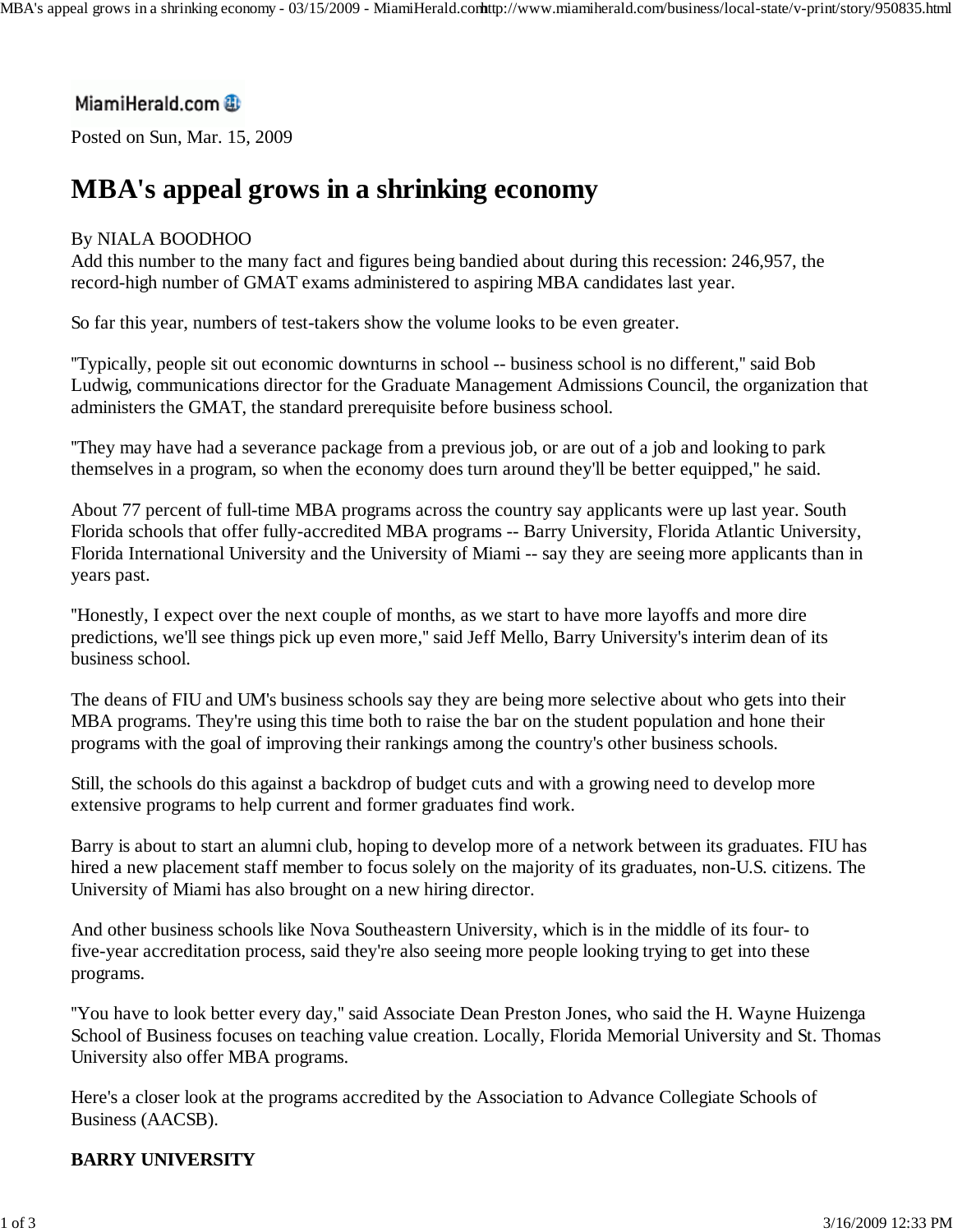MiamiHerald.com

Posted on Sun, Mar. 15, 2009

# MBA's appeal grows in a shrinking economy

By NIALA BOODHOO

Add this number to the many fact and figures being bandied about during this recession: 246,957, the record-high number of GMAT exams administered to aspiring MBA candidates last year.

So far this year, numbers of test-takers show the volume looks to be even greater.

"Typically, people sit out economic downturns in school -- business school is no different," said Bob Ludwig, communications director for the Graduate Management Admissions Council, the organization that administers the GMAT, the standard prerequisite before business school.

"They may have had a severance package from a previous job, or are out of a job and looking to park themselves in a program, so when the economy does turn around they'll be better equipped," he said.

About 77 percent of full-time MBA programs across the country say applicants were up last year. South Florida schools that offer fully-accredited MBA programs -- Barry University, Florida Atlantic University, Florida International University and the University of Miami -- say they are seeing more applicants than in years past.

"Honestly, I expect over the next couple of months, as we start to have more layoffs and more dire predictions, we'll see things pick up even more," said Jeff Mello, Barry University's interim dean of its business school.

The deans of FIU and UM's business schools say they are being more selective about who gets into their MBA programs. They're using this time both to raise the bar on the student population and hone their programs with the goal of improving their rankings among the country's other business schools.

Still, the schools do this against a backdrop of budget cuts and with a growing need to develop more extensive programs to help current and former graduates find work.

Barry is about to start an alumni club, hoping to develop more of a network between its graduates. FIU has hired a new placement staff member to focus solely on the majority of its graduates, non-U.S. citizens. The University of Miami has also brought on a new hiring director.

And other business schools like Nova Southeastern University, which is in the middle of its four- to five-year accreditation process, said they're also seeing more people looking trying to get into these programs.

"You have to look better every day," said Associate Dean Preston Jones, who said the H. Wayne Huizenga School of Business focuses on teaching value creation. Locally, Florida Memorial University and St. Thomas University also offer MBA programs.

Here's a closer look at the programs accredited by the Association to Advance Collegiate Schools of Business (AACSB).

**BARRY UNIVERSITY**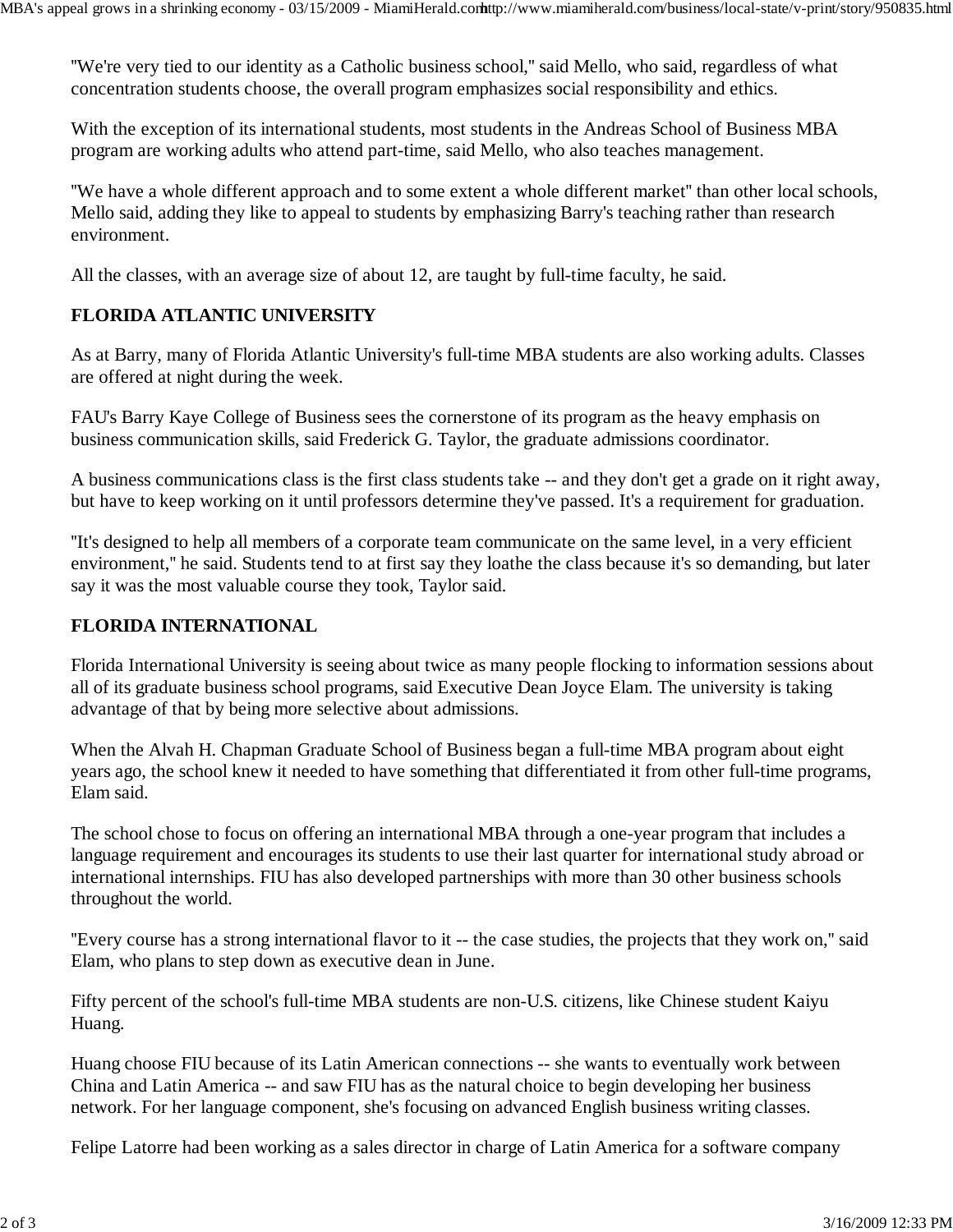"We're very tied to our identity as a Catholic business school," said Mello, who said, regardless of what concentration students choose, the overall program emphasizes social responsibility and ethics.

With the exception of its international students, most students in the Andreas School of Business MBA program are working adults who attend part-time, said Mello, who also teaches management.

"We have a whole different approach and to some extent a whole different market" than other local schools, Mello said, adding they like to appeal to students by emphasizing Barry's teaching rather than research environment.

All the classes, with an average size of about 12, are taught by full-time faculty, he said.

**FLORIDA ATLANTIC UNIVERSITY**

As at Barry, many of Florida Atlantic University's full-time MBA students are also working adults. Classes are offered at night during the week.

FAU's Barry Kaye College of Business sees the cornerstone of its program as the heavy emphasis on business communication skills, said Frederick G. Taylor, the graduate admissions coordinator.

A business communications class is the first class students take -- and they don't get a grade on it right away, but have to keep working on it until professors determine they've passed. It's a requirement for graduation.

"It's designed to help all members of a corporate team communicate on the same level, in a very efficient environment," he said. Students tend to at first say they loathe the class because it's so demanding, but later say it was the most valuable course they took, Taylor said.

**FLORIDA INTERNATIONAL**

Florida International University is seeing about twice as many people flocking to information sessions about all of its graduate business school programs, said Executive Dean Joyce Elam. The university is taking advantage of that by being more selective about admissions.

When the Alvah H. Chapman Graduate School of Business began a full-time MBA program about eight years ago, the school knew it needed to have something that differentiated it from other full-time programs, Elam said.

The school chose to focus on offering an international MBA through a one-year program that includes a language requirement and encourages its students to use their last quarter for international study abroad or international internships. FIU has also developed partnerships with more than 30 other business schools throughout the world.

"Every course has a strong international flavor to it -- the case studies, the projects that they work on," said Elam, who plans to step down as executive dean in June.

Fifty percent of the school's full-time MBA students are non-U.S. citizens, like Chinese student Kaiyu Huang.

Huang choose FIU because of its Latin American connections -- she wants to eventually work between China and Latin America -- and saw FIU has as the natural choice to begin developing her business network. For her language component, she's focusing on advanced English business writing classes.

Felipe Latorre had been working as a sales director in charge of Latin America for a software company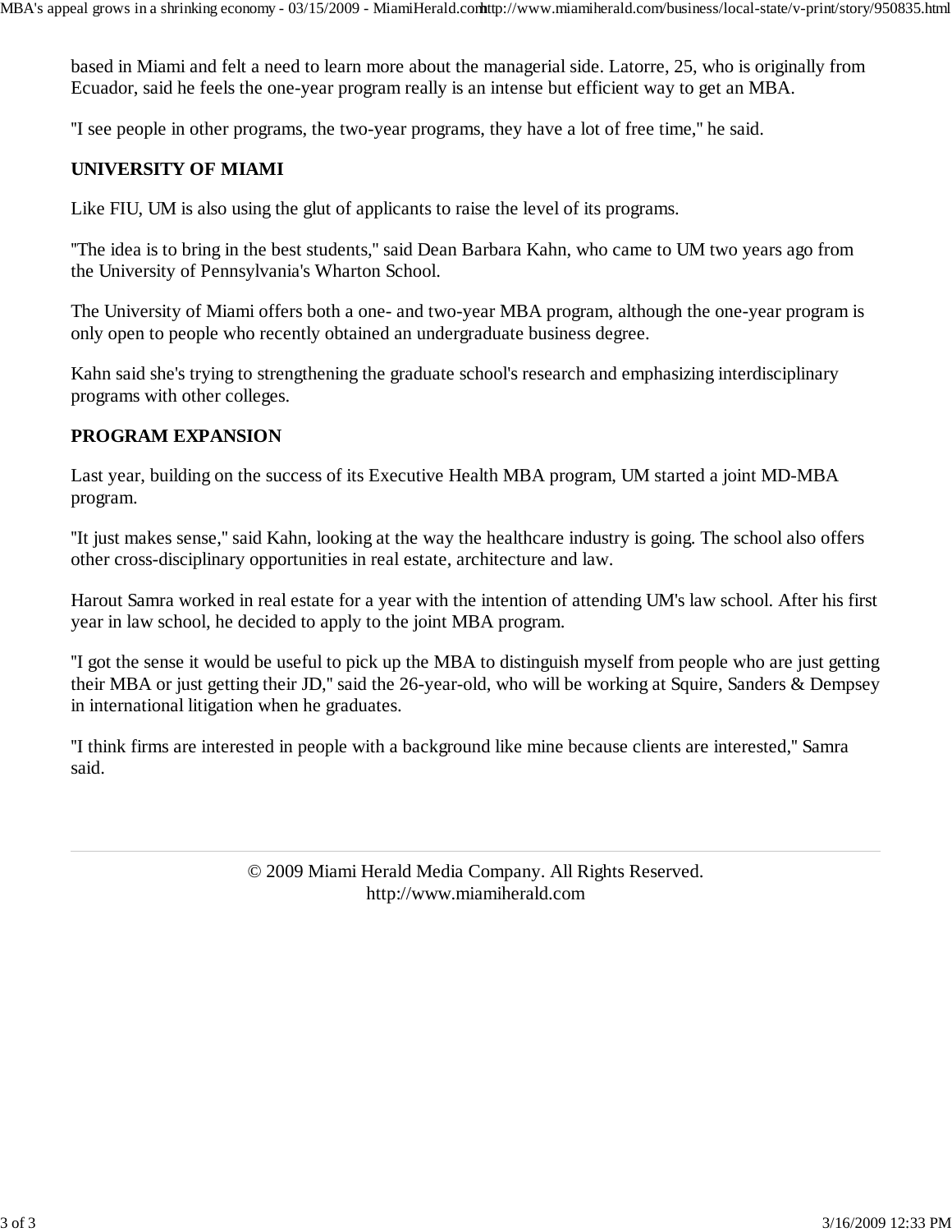based in Miami and felt a need to learn more about the managerial side. Latorre, 25, who is originally from Ecuador, said he feels the one-year program really is an intense but efficient way to get an MBA.

"I see people in other programs, the two-year programs, they have a lot of free time," he said.

**UNIVERSITY OF MIAMI**

Like FIU, UM is also using the glut of applicants to raise the level of its programs.

"The idea is to bring in the best students," said Dean Barbara Kahn, who came to UM two years ago from the University of Pennsylvania's Wharton School.

The University of Miami offers both a one- and two-year MBA program, although the one-year program is only open to people who recently obtained an undergraduate business degree.

Kahn said she's trying to strengthening the graduate school's research and emphasizing interdisciplinary programs with other colleges.

**PROGRAM EXPANSION**

Last year, building on the success of its Executive Health MBA program, UM started a joint MD-MBA program.

"It just makes sense," said Kahn, looking at the way the healthcare industry is going. The school also offers other cross-disciplinary opportunities in real estate, architecture and law.

Harout Samra worked in real estate for a year with the intention of attending UM's law school. After his first year in law school, he decided to apply to the joint MBA program.

"I got the sense it would be useful to pick up the MBA to distinguish myself from people who are just getting their MBA or just getting their JD," said the 26-year-old, who will be working at Squire, Sanders & Dempsey in international litigation when he graduates.

"I think firms are interested in people with a background like mine because clients are interested," Samra said.

---

© 2009 Miami Herald Media Company. All Rights Reserved.
http://www.miamiherald.com